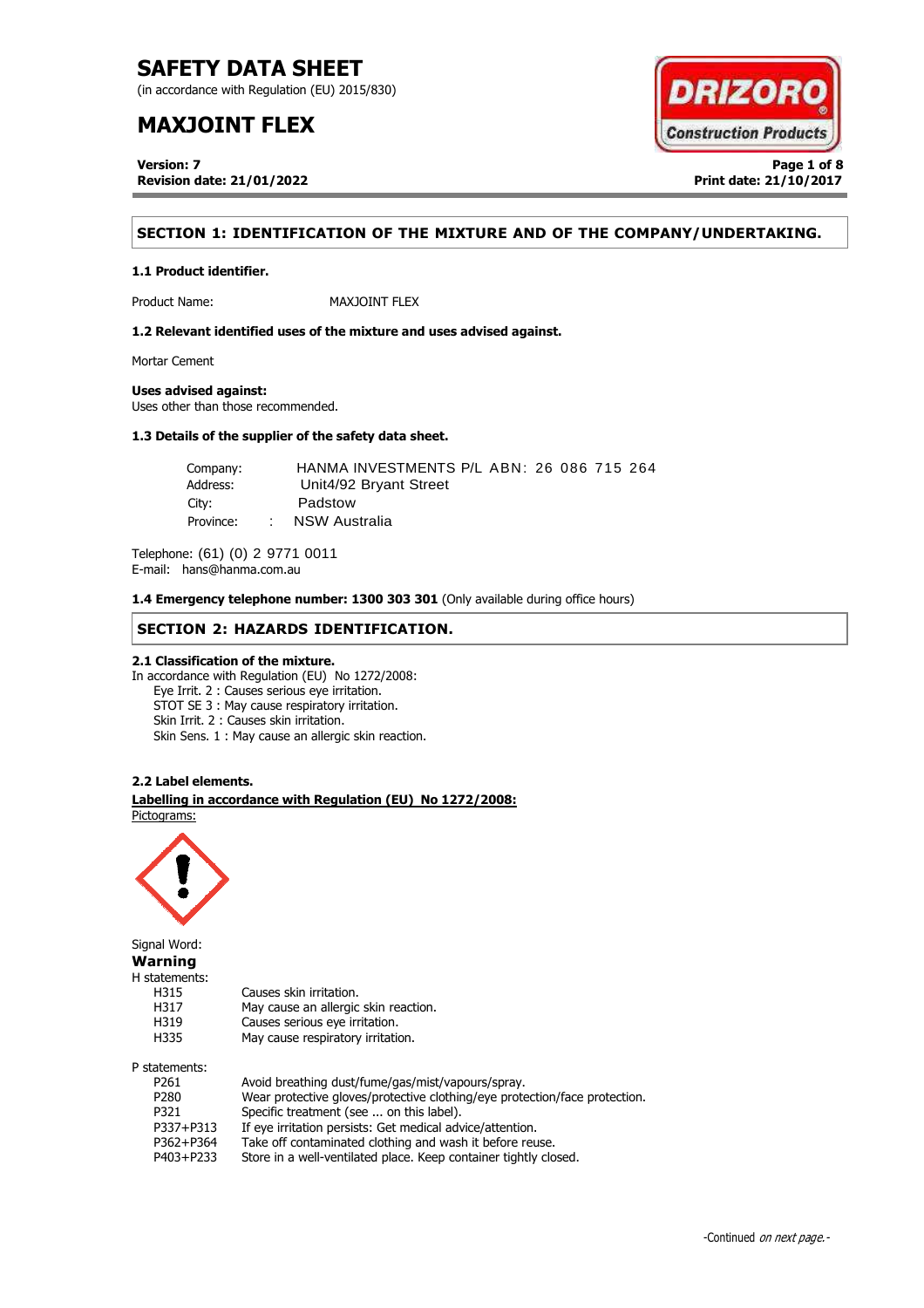# SAFETY DATA SHEET

(in accordance with Regulation (EU) 2015/830)

# MAXJOINT FLEX

**Version: 7**
**Revision date: 21/01/2022**

**Print date: 21/10/2017**

## SECTION 1: IDENTIFICATION OF THE MIXTURE AND OF THE COMPANY/UNDERTAKING.

### 1.1 Product identifier.

Product Name: MAXJOINT FLEX

### 1.2 Relevant identified uses of the mixture and uses advised against.

Mortar Cement

**Uses advised against:**
Uses other than those recommended.

### 1.3 Details of the supplier of the safety data sheet.

Company: HANMA INVESTMENTS P/L ABN: 26 086 715 264
Address: Unit4/92 Bryant Street
City: Padstow
Province: : NSW Australia

Telephone: (61) (0) 2 9771 0011
E-mail: hans@hanma.com.au

**1.4 Emergency telephone number: 1300 303 301** (Only available during office hours)

## SECTION 2: HAZARDS IDENTIFICATION.

### 2.1 Classification of the mixture.

In accordance with Regulation (EU) No 1272/2008:

- Eye Irrit. 2 : Causes serious eye irritation.
- STOT SE 3 : May cause respiratory irritation.
- Skin Irrit. 2 : Causes skin irritation.
- Skin Sens. 1 : May cause an allergic skin reaction.

### 2.2 Label elements.

**Labelling in accordance with Regulation (EU) No 1272/2008:**

Pictograms:

Signal Word:
**Warning**

H statements:

| | |
|---|---|
| H315 | Causes skin irritation. |
| H317 | May cause an allergic skin reaction. |
| H319 | Causes serious eye irritation. |
| H335 | May cause respiratory irritation. |

P statements:

| | |
|---|---|
| P261 | Avoid breathing dust/fume/gas/mist/vapours/spray. |
| P280 | Wear protective gloves/protective clothing/eye protection/face protection. |
| P321 | Specific treatment (see ... on this label). |
| P337+P313 | If eye irritation persists: Get medical advice/attention. |
| P362+P364 | Take off contaminated clothing and wash it before reuse. |
| P403+P233 | Store in a well-ventilated place. Keep container tightly closed. |

-Continued *on next page.*-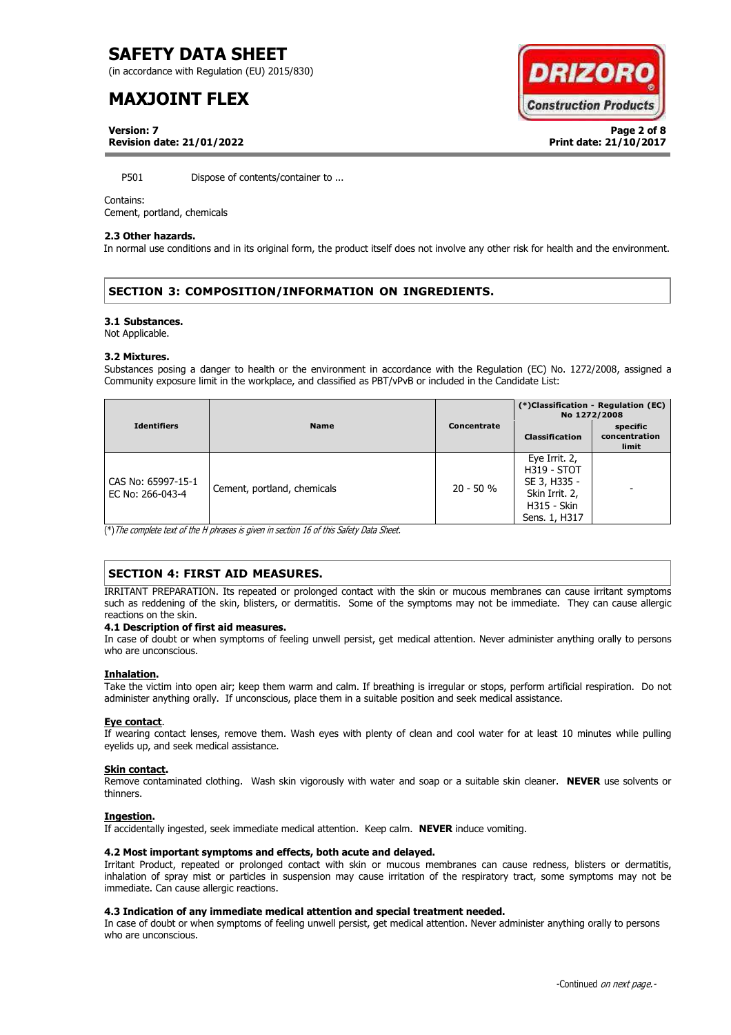P501 Dispose of contents/container to ...

Contains:
Cement, portland, chemicals

**2.3 Other hazards.**
In normal use conditions and in its original form, the product itself does not involve any other risk for health and the environment.

## SECTION 3: COMPOSITION/INFORMATION ON INGREDIENTS.

**3.1 Substances.**
Not Applicable.

**3.2 Mixtures.**
Substances posing a danger to health or the environment in accordance with the Regulation (EC) No. 1272/2008, assigned a Community exposure limit in the workplace, and classified as PBT/vPvB or included in the Candidate List:

| Identifiers | Name | Concentrate | (*)Classification - Regulation (EC) No 1272/2008 | |
|---|---|---|---|---|
| | | | Classification | specific concentration limit |
| CAS No: 65997-15-1 EC No: 266-043-4 | Cement, portland, chemicals | 20 - 50 % | Eye Irrit. 2, H319 - STOT SE 3, H335 - Skin Irrit. 2, H315 - Skin Sens. 1, H317 | - |

(*)*The complete text of the H phrases is given in section 16 of this Safety Data Sheet.*

## SECTION 4: FIRST AID MEASURES.

IRRITANT PREPARATION. Its repeated or prolonged contact with the skin or mucous membranes can cause irritant symptoms such as reddening of the skin, blisters, or dermatitis. Some of the symptoms may not be immediate. They can cause allergic reactions on the skin.

**4.1 Description of first aid measures.**
In case of doubt or when symptoms of feeling unwell persist, get medical attention. Never administer anything orally to persons who are unconscious.

**Inhalation.**
Take the victim into open air; keep them warm and calm. If breathing is irregular or stops, perform artificial respiration. Do not administer anything orally. If unconscious, place them in a suitable position and seek medical assistance.

**Eye contact**.
If wearing contact lenses, remove them. Wash eyes with plenty of clean and cool water for at least 10 minutes while pulling eyelids up, and seek medical assistance.

**Skin contact.**
Remove contaminated clothing. Wash skin vigorously with water and soap or a suitable skin cleaner. **NEVER** use solvents or thinners.

**Ingestion.**
If accidentally ingested, seek immediate medical attention. Keep calm. **NEVER** induce vomiting.

**4.2 Most important symptoms and effects, both acute and delayed.**
Irritant Product, repeated or prolonged contact with skin or mucous membranes can cause redness, blisters or dermatitis, inhalation of spray mist or particles in suspension may cause irritation of the respiratory tract, some symptoms may not be immediate. Can cause allergic reactions.

**4.3 Indication of any immediate medical attention and special treatment needed.**
In case of doubt or when symptoms of feeling unwell persist, get medical attention. Never administer anything orally to persons who are unconscious.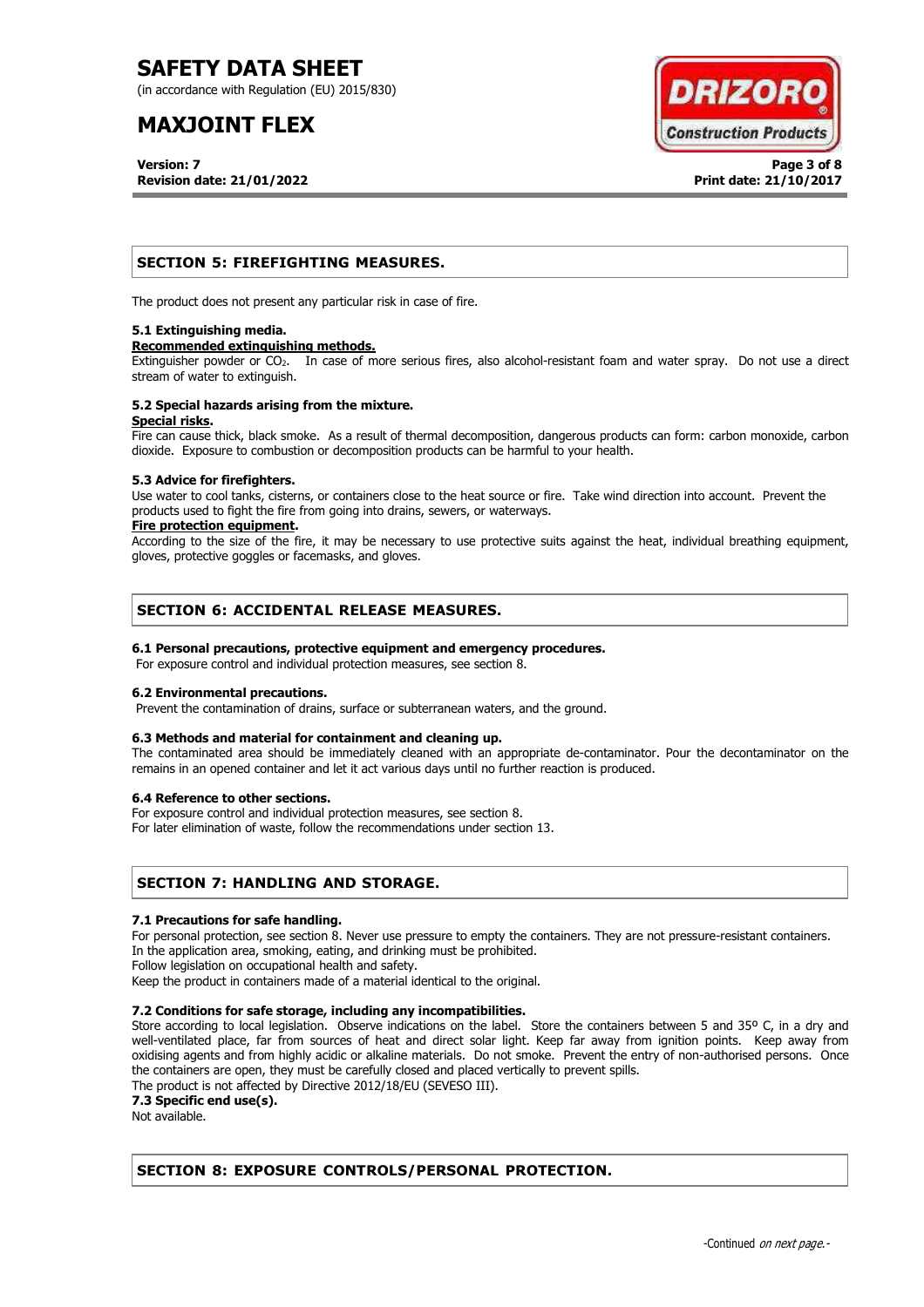## SECTION 5: FIREFIGHTING MEASURES.

The product does not present any particular risk in case of fire.

### 5.1 Extinguishing media.

**Recommended extinguishing methods.**

Extinguisher powder or $CO_2$. In case of more serious fires, also alcohol-resistant foam and water spray. Do not use a direct stream of water to extinguish.

### 5.2 Special hazards arising from the mixture.

**Special risks.**

Fire can cause thick, black smoke. As a result of thermal decomposition, dangerous products can form: carbon monoxide, carbon dioxide. Exposure to combustion or decomposition products can be harmful to your health.

### 5.3 Advice for firefighters.

Use water to cool tanks, cisterns, or containers close to the heat source or fire. Take wind direction into account. Prevent the products used to fight the fire from going into drains, sewers, or waterways.

**Fire protection equipment.**

According to the size of the fire, it may be necessary to use protective suits against the heat, individual breathing equipment, gloves, protective goggles or facemasks, and gloves.

## SECTION 6: ACCIDENTAL RELEASE MEASURES.

### 6.1 Personal precautions, protective equipment and emergency procedures.

For exposure control and individual protection measures, see section 8.

### 6.2 Environmental precautions.

Prevent the contamination of drains, surface or subterranean waters, and the ground.

### 6.3 Methods and material for containment and cleaning up.

The contaminated area should be immediately cleaned with an appropriate de-contaminator. Pour the decontaminator on the remains in an opened container and let it act various days until no further reaction is produced.

### 6.4 Reference to other sections.

For exposure control and individual protection measures, see section 8.
For later elimination of waste, follow the recommendations under section 13.

## SECTION 7: HANDLING AND STORAGE.

### 7.1 Precautions for safe handling.

For personal protection, see section 8. Never use pressure to empty the containers. They are not pressure-resistant containers.
In the application area, smoking, eating, and drinking must be prohibited.
Follow legislation on occupational health and safety.
Keep the product in containers made of a material identical to the original.

### 7.2 Conditions for safe storage, including any incompatibilities.

Store according to local legislation. Observe indications on the label. Store the containers between 5 and 35º C, in a dry and well-ventilated place, far from sources of heat and direct solar light. Keep far away from ignition points. Keep away from oxidising agents and from highly acidic or alkaline materials. Do not smoke. Prevent the entry of non-authorised persons. Once the containers are open, they must be carefully closed and placed vertically to prevent spills.
The product is not affected by Directive 2012/18/EU (SEVESO III).

### 7.3 Specific end use(s).

Not available.

## SECTION 8: EXPOSURE CONTROLS/PERSONAL PROTECTION.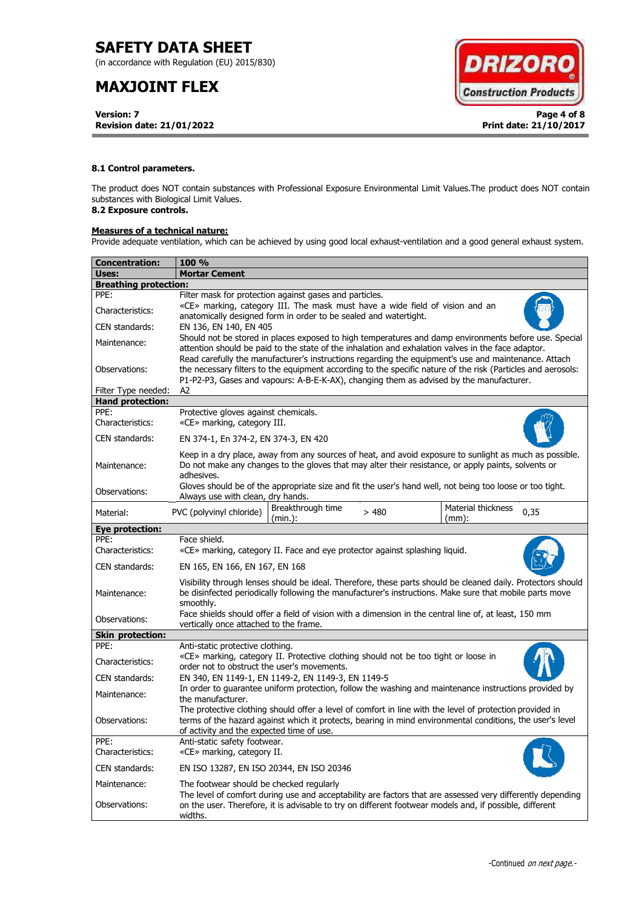**8.1 Control parameters.**

The product does NOT contain substances with Professional Exposure Environmental Limit Values.The product does NOT contain substances with Biological Limit Values.

**8.2 Exposure controls.**

**Measures of a technical nature:**

Provide adequate ventilation, which can be achieved by using good local exhaust-ventilation and a good general exhaust system.

| **Concentration:** | **100 %** | | | | |
|---|---|---|---|---|---|
| **Uses:** | **Mortar Cement** | | | | |
| **Breathing protection:** | | | | | |
| PPE: | Filter mask for protection against gases and particles. | | | | |
| Characteristics: | «CE» marking, category III. The mask must have a wide field of vision and an anatomically designed form in order to be sealed and watertight. | | | | |
| CEN standards: | EN 136, EN 140, EN 405 | | | | |
| Maintenance: | Should not be stored in places exposed to high temperatures and damp environments before use. Special attention should be paid to the state of the inhalation and exhalation valves in the face adaptor. | | | | |
| Observations: | Read carefully the manufacturer's instructions regarding the equipment's use and maintenance. Attach the necessary filters to the equipment according to the specific nature of the risk (Particles and aerosols: P1-P2-P3, Gases and vapours: A-B-E-K-AX), changing them as advised by the manufacturer. | | | | |
| Filter Type needed: | A2 | | | | |
| **Hand protection:** | | | | | |
| PPE: | Protective gloves against chemicals. | | | | |
| Characteristics: | «CE» marking, category III. | | | | |
| CEN standards: | EN 374-1, En 374-2, EN 374-3, EN 420 | | | | |
| Maintenance: | Keep in a dry place, away from any sources of heat, and avoid exposure to sunlight as much as possible. Do not make any changes to the gloves that may alter their resistance, or apply paints, solvents or adhesives. | | | | |
| Observations: | Gloves should be of the appropriate size and fit the user's hand well, not being too loose or too tight. Always use with clean, dry hands. | | | | |
| Material: | PVC (polyvinyl chloride) | Breakthrough time (min.): | > 480 | Material thickness (mm): | 0,35 |
| **Eye protection:** | | | | | |
| PPE: | Face shield. | | | | |
| Characteristics: | «CE» marking, category II. Face and eye protector against splashing liquid. | | | | |
| CEN standards: | EN 165, EN 166, EN 167, EN 168 | | | | |
| Maintenance: | Visibility through lenses should be ideal. Therefore, these parts should be cleaned daily. Protectors should be disinfected periodically following the manufacturer's instructions. Make sure that mobile parts move smoothly. | | | | |
| Observations: | Face shields should offer a field of vision with a dimension in the central line of, at least, 150 mm vertically once attached to the frame. | | | | |
| **Skin protection:** | | | | | |
| PPE: | Anti-static protective clothing. | | | | |
| Characteristics: | «CE» marking, category II. Protective clothing should not be too tight or loose in order not to obstruct the user's movements. | | | | |
| CEN standards: | EN 340, EN 1149-1, EN 1149-2, EN 1149-3, EN 1149-5 | | | | |
| Maintenance: | In order to guarantee uniform protection, follow the washing and maintenance instructions provided by the manufacturer. | | | | |
| Observations: | The protective clothing should offer a level of comfort in line with the level of protection provided in terms of the hazard against which it protects, bearing in mind environmental conditions, the user's level of activity and the expected time of use. | | | | |
| PPE: | Anti-static safety footwear. | | | | |
| Characteristics: | «CE» marking, category II. | | | | |
| CEN standards: | EN ISO 13287, EN ISO 20344, EN ISO 20346 | | | | |
| Maintenance: | The footwear should be checked regularly | | | | |
| Observations: | The level of comfort during use and acceptability are factors that are assessed very differently depending on the user. Therefore, it is advisable to try on different footwear models and, if possible, different widths. | | | | |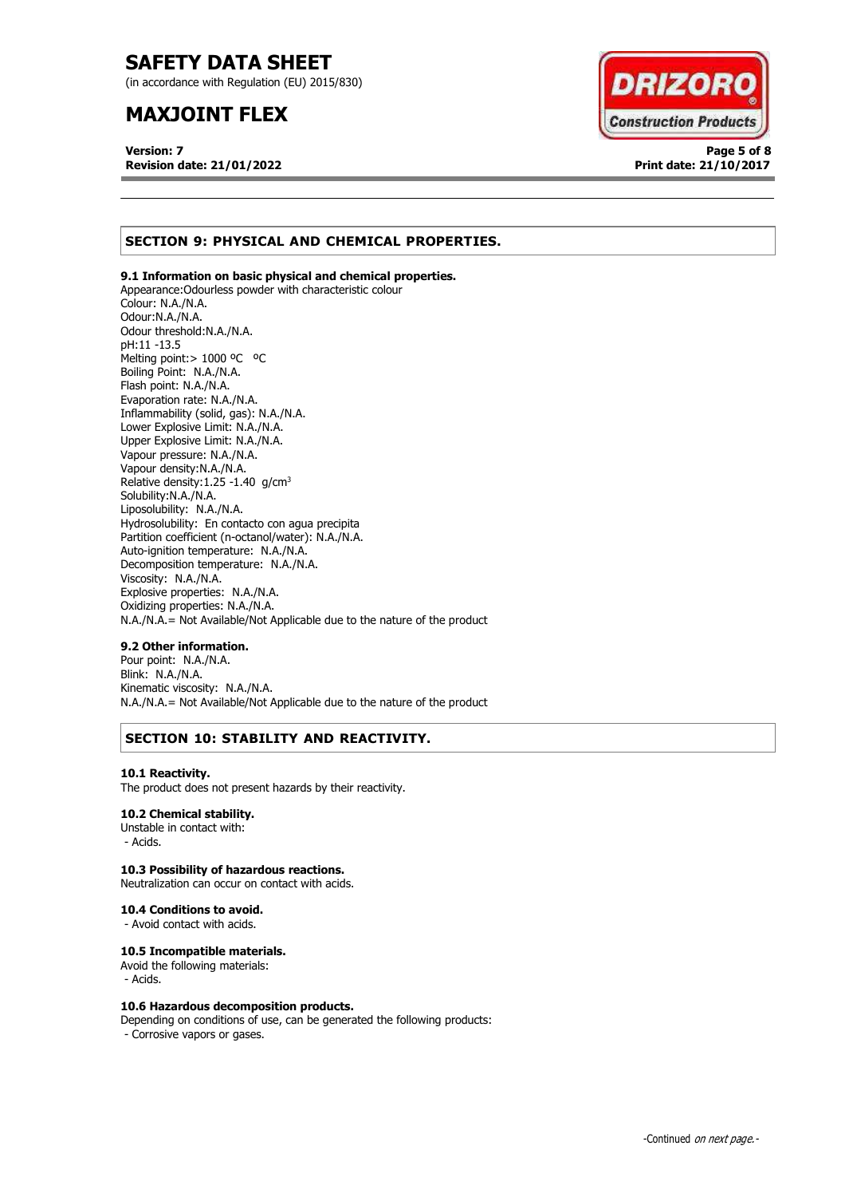## SECTION 9: PHYSICAL AND CHEMICAL PROPERTIES.

### 9.1 Information on basic physical and chemical properties.

Appearance:Odourless powder with characteristic colour
Colour: N.A./N.A.
Odour:N.A./N.A.
Odour threshold:N.A./N.A.
pH:11 -13.5
Melting point:> 1000 ºC ºC
Boiling Point: N.A./N.A.
Flash point: N.A./N.A.
Evaporation rate: N.A./N.A.
Inflammability (solid, gas): N.A./N.A.
Lower Explosive Limit: N.A./N.A.
Upper Explosive Limit: N.A./N.A.
Vapour pressure: N.A./N.A.
Vapour density:N.A./N.A.
Relative density:1.25 -1.40 g/cm$^3$
Solubility:N.A./N.A.
Liposolubility: N.A./N.A.
Hydrosolubility: En contacto con agua precipita
Partition coefficient (n-octanol/water): N.A./N.A.
Auto-ignition temperature: N.A./N.A.
Decomposition temperature: N.A./N.A.
Viscosity: N.A./N.A.
Explosive properties: N.A./N.A.
Oxidizing properties: N.A./N.A.
N.A./N.A.= Not Available/Not Applicable due to the nature of the product

### 9.2 Other information.

Pour point: N.A./N.A.
Blink: N.A./N.A.
Kinematic viscosity: N.A./N.A.
N.A./N.A.= Not Available/Not Applicable due to the nature of the product

## SECTION 10: STABILITY AND REACTIVITY.

### 10.1 Reactivity.

The product does not present hazards by their reactivity.

### 10.2 Chemical stability.

Unstable in contact with:
- Acids.

### 10.3 Possibility of hazardous reactions.

Neutralization can occur on contact with acids.

### 10.4 Conditions to avoid.

- Avoid contact with acids.

### 10.5 Incompatible materials.

Avoid the following materials:
- Acids.

### 10.6 Hazardous decomposition products.

Depending on conditions of use, can be generated the following products:
- Corrosive vapors or gases.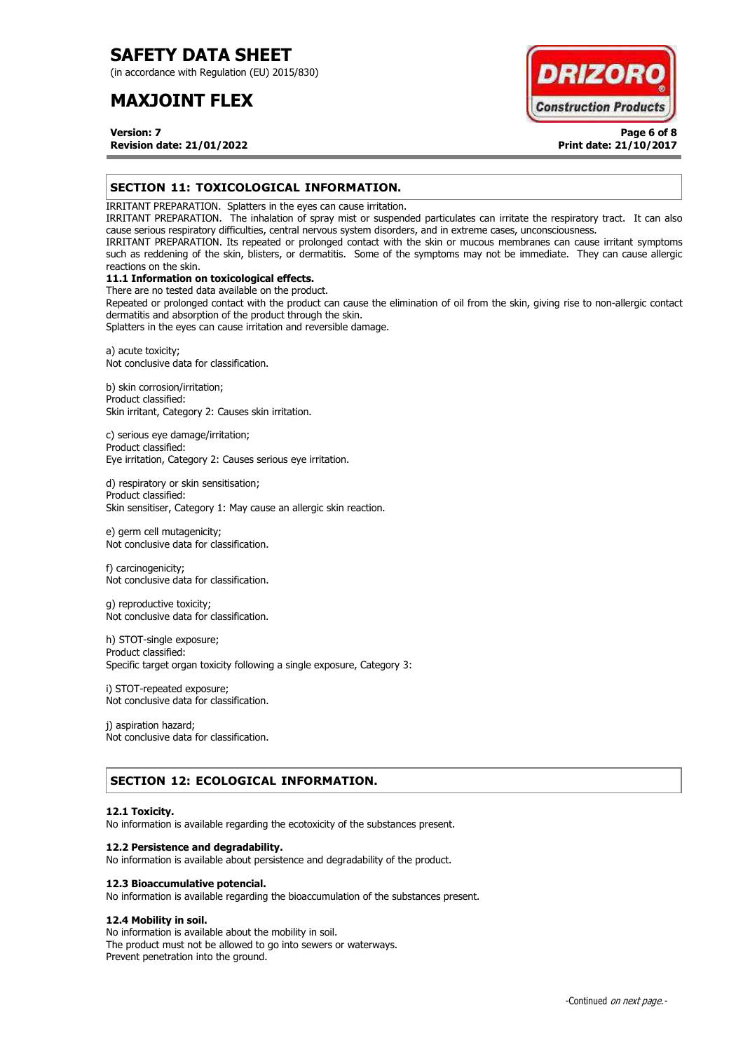## SECTION 11: TOXICOLOGICAL INFORMATION.

IRRITANT PREPARATION. Splatters in the eyes can cause irritation.
IRRITANT PREPARATION. The inhalation of spray mist or suspended particulates can irritate the respiratory tract. It can also cause serious respiratory difficulties, central nervous system disorders, and in extreme cases, unconsciousness.
IRRITANT PREPARATION. Its repeated or prolonged contact with the skin or mucous membranes can cause irritant symptoms such as reddening of the skin, blisters, or dermatitis. Some of the symptoms may not be immediate. They can cause allergic reactions on the skin.

**11.1 Information on toxicological effects.**

There are no tested data available on the product.
Repeated or prolonged contact with the product can cause the elimination of oil from the skin, giving rise to non-allergic contact dermatitis and absorption of the product through the skin.
Splatters in the eyes can cause irritation and reversible damage.

a) acute toxicity;
Not conclusive data for classification.

b) skin corrosion/irritation;
Product classified:
Skin irritant, Category 2: Causes skin irritation.

c) serious eye damage/irritation;
Product classified:
Eye irritation, Category 2: Causes serious eye irritation.

d) respiratory or skin sensitisation;
Product classified:
Skin sensitiser, Category 1: May cause an allergic skin reaction.

e) germ cell mutagenicity;
Not conclusive data for classification.

f) carcinogenicity;
Not conclusive data for classification.

g) reproductive toxicity;
Not conclusive data for classification.

h) STOT-single exposure;
Product classified:
Specific target organ toxicity following a single exposure, Category 3:

i) STOT-repeated exposure;
Not conclusive data for classification.

j) aspiration hazard;
Not conclusive data for classification.

## SECTION 12: ECOLOGICAL INFORMATION.

**12.1 Toxicity.**

No information is available regarding the ecotoxicity of the substances present.

**12.2 Persistence and degradability.**

No information is available about persistence and degradability of the product.

**12.3 Bioaccumulative potencial.**

No information is available regarding the bioaccumulation of the substances present.

**12.4 Mobility in soil.**

No information is available about the mobility in soil.
The product must not be allowed to go into sewers or waterways.
Prevent penetration into the ground.

-Continued *on next page.*-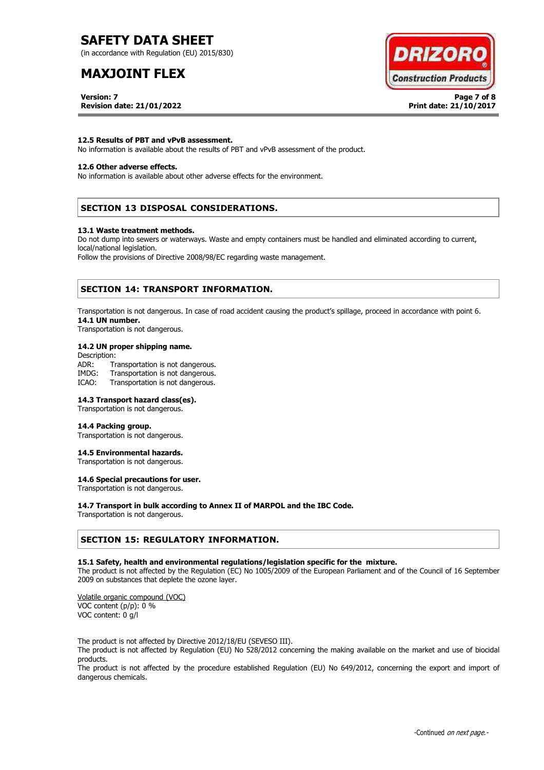### 12.5 Results of PBT and vPvB assessment.

No information is available about the results of PBT and vPvB assessment of the product.

### 12.6 Other adverse effects.

No information is available about other adverse effects for the environment.

## SECTION 13 DISPOSAL CONSIDERATIONS.

### 13.1 Waste treatment methods.

Do not dump into sewers or waterways. Waste and empty containers must be handled and eliminated according to current, local/national legislation.

Follow the provisions of Directive 2008/98/EC regarding waste management.

## SECTION 14: TRANSPORT INFORMATION.

Transportation is not dangerous. In case of road accident causing the product's spillage, proceed in accordance with point 6.

### 14.1 UN number.

Transportation is not dangerous.

### 14.2 UN proper shipping name.

Description:

ADR: Transportation is not dangerous.
IMDG: Transportation is not dangerous.
ICAO: Transportation is not dangerous.

### 14.3 Transport hazard class(es).

Transportation is not dangerous.

### 14.4 Packing group.

Transportation is not dangerous.

### 14.5 Environmental hazards.

Transportation is not dangerous.

### 14.6 Special precautions for user.

Transportation is not dangerous.

### 14.7 Transport in bulk according to Annex II of MARPOL and the IBC Code.

Transportation is not dangerous.

## SECTION 15: REGULATORY INFORMATION.

### 15.1 Safety, health and environmental regulations/legislation specific for the mixture.

The product is not affected by the Regulation (EC) No 1005/2009 of the European Parliament and of the Council of 16 September 2009 on substances that deplete the ozone layer.

Volatile organic compound (VOC)
VOC content (p/p): 0 %
VOC content: 0 g/l

The product is not affected by Directive 2012/18/EU (SEVESO III).

The product is not affected by Regulation (EU) No 528/2012 concerning the making available on the market and use of biocidal products.

The product is not affected by the procedure established Regulation (EU) No 649/2012, concerning the export and import of dangerous chemicals.

-Continued *on next page.*-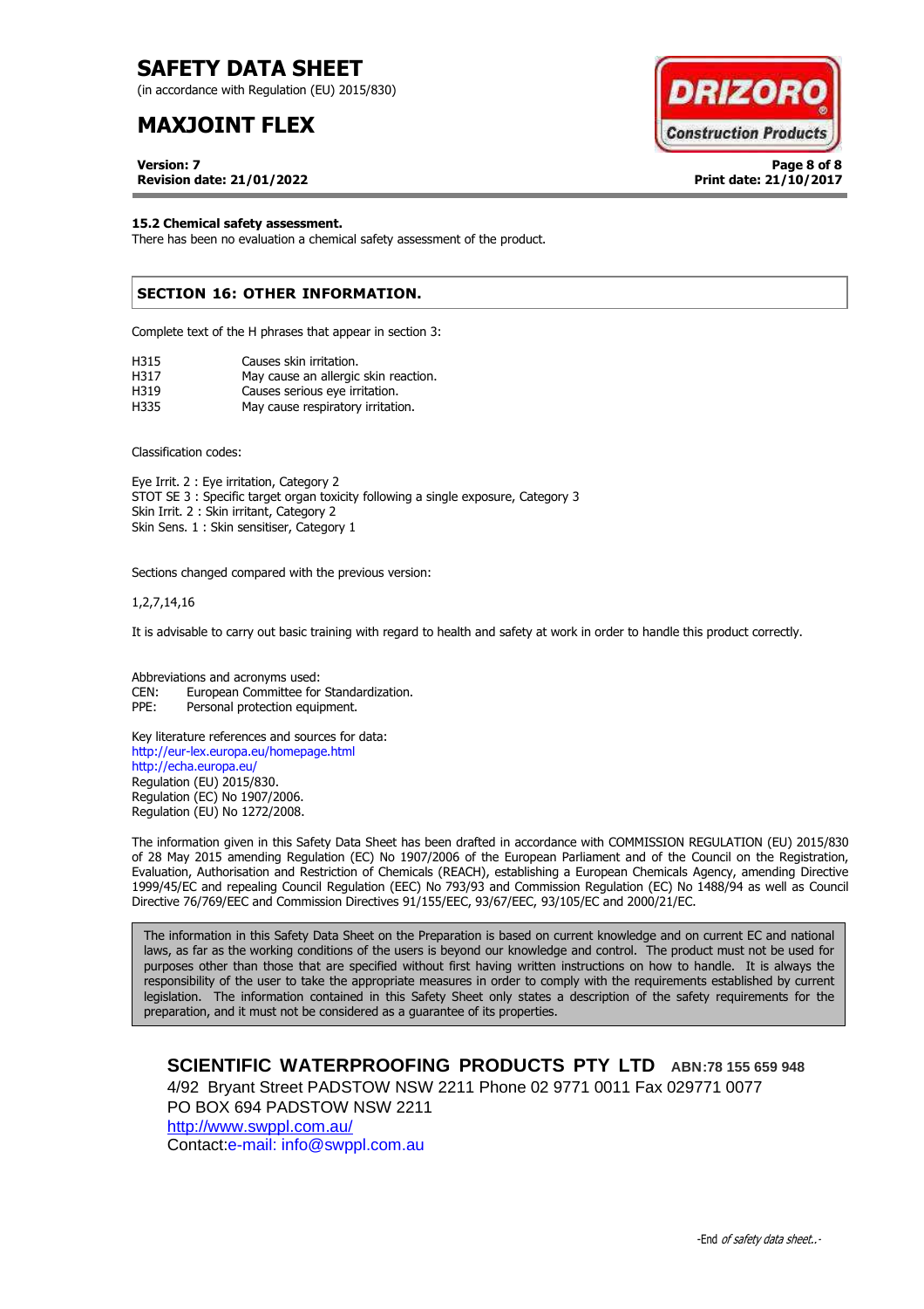**15.2 Chemical safety assessment.**

There has been no evaluation a chemical safety assessment of the product.

## SECTION 16: OTHER INFORMATION.

Complete text of the H phrases that appear in section 3:

| | |
|---|---|
| H315 | Causes skin irritation. |
| H317 | May cause an allergic skin reaction. |
| H319 | Causes serious eye irritation. |
| H335 | May cause respiratory irritation. |

Classification codes:

Eye Irrit. 2 : Eye irritation, Category 2
STOT SE 3 : Specific target organ toxicity following a single exposure, Category 3
Skin Irrit. 2 : Skin irritant, Category 2
Skin Sens. 1 : Skin sensitiser, Category 1

Sections changed compared with the previous version:

1,2,7,14,16

It is advisable to carry out basic training with regard to health and safety at work in order to handle this product correctly.

Abbreviations and acronyms used:
CEN: European Committee for Standardization.
PPE: Personal protection equipment.

Key literature references and sources for data:
http://eur-lex.europa.eu/homepage.html
http://echa.europa.eu/
Regulation (EU) 2015/830.
Regulation (EC) No 1907/2006.
Regulation (EU) No 1272/2008.

The information given in this Safety Data Sheet has been drafted in accordance with COMMISSION REGULATION (EU) 2015/830 of 28 May 2015 amending Regulation (EC) No 1907/2006 of the European Parliament and of the Council on the Registration, Evaluation, Authorisation and Restriction of Chemicals (REACH), establishing a European Chemicals Agency, amending Directive 1999/45/EC and repealing Council Regulation (EEC) No 793/93 and Commission Regulation (EC) No 1488/94 as well as Council Directive 76/769/EEC and Commission Directives 91/155/EEC, 93/67/EEC, 93/105/EC and 2000/21/EC.

The information in this Safety Data Sheet on the Preparation is based on current knowledge and on current EC and national laws, as far as the working conditions of the users is beyond our knowledge and control. The product must not be used for purposes other than those that are specified without first having written instructions on how to handle. It is always the responsibility of the user to take the appropriate measures in order to comply with the requirements established by current legislation. The information contained in this Safety Sheet only states a description of the safety requirements for the preparation, and it must not be considered as a guarantee of its properties.

**SCIENTIFIC WATERPROOFING PRODUCTS PTY LTD** **ABN:78 155 659 948**
4/92 Bryant Street PADSTOW NSW 2211 Phone 02 9771 0011 Fax 029771 0077
PO BOX 694 PADSTOW NSW 2211
http://www.swppl.com.au/
Contact:e-mail: info@swppl.com.au

-End *of safety data sheet.*-